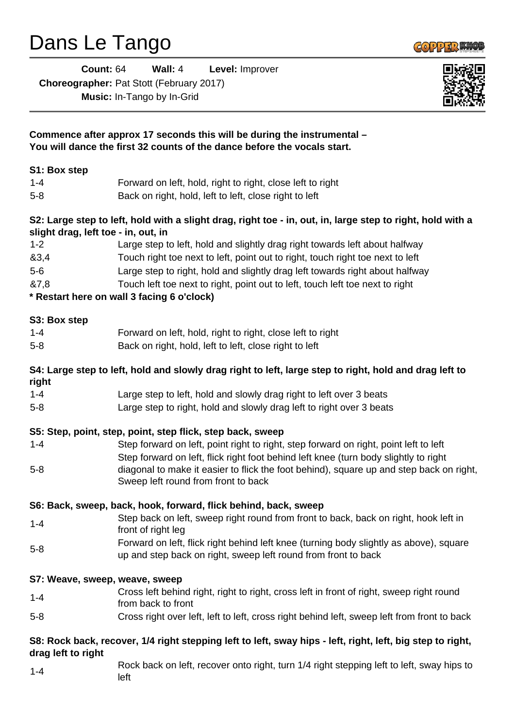# Dans Le Tango

**Count:** 64 **Wall:** 4 **Level:** Improver
**Choreographer:** Pat Stott (February 2017)
**Music:** In-Tango by In-Grid

**Commence after approx 17 seconds this will be during the instrumental –**
**You will dance the first 32 counts of the dance before the vocals start.**

**S1: Box step**

| | |
|---|---|
| 1-4 | Forward on left, hold, right to right, close left to right |
| 5-8 | Back on right, hold, left to left, close right to left |

**S2: Large step to left, hold with a slight drag, right toe - in, out, in, large step to right, hold with a slight drag, left toe - in, out, in**

| | |
|---|---|
| 1-2 | Large step to left, hold and slightly drag right towards left about halfway |
| &3,4 | Touch right toe next to left, point out to right, touch right toe next to left |
| 5-6 | Large step to right, hold and slightly drag left towards right about halfway |
| &7,8 | Touch left toe next to right, point out to left, touch left toe next to right |

**\* Restart here on wall 3 facing 6 o'clock)**

**S3: Box step**

| | |
|---|---|
| 1-4 | Forward on left, hold, right to right, close left to right |
| 5-8 | Back on right, hold, left to left, close right to left |

**S4: Large step to left, hold and slowly drag right to left, large step to right, hold and drag left to right**

| | |
|---|---|
| 1-4 | Large step to left, hold and slowly drag right to left over 3 beats |
| 5-8 | Large step to right, hold and slowly drag left to right over 3 beats |

**S5: Step, point, step, point, step flick, step back, sweep**

| | |
|---|---|
| 1-4 | Step forward on left, point right to right, step forward on right, point left to left |
| 5-8 | Step forward on left, flick right foot behind left knee (turn body slightly to right diagonal to make it easier to flick the foot behind), square up and step back on right, Sweep left round from front to back |

**S6: Back, sweep, back, hook, forward, flick behind, back, sweep**

| | |
|---|---|
| 1-4 | Step back on left, sweep right round from front to back, back on right, hook left in front of right leg |
| 5-8 | Forward on left, flick right behind left knee (turning body slightly as above), square up and step back on right, sweep left round from front to back |

**S7: Weave, sweep, weave, sweep**

| | |
|---|---|
| 1-4 | Cross left behind right, right to right, cross left in front of right, sweep right round from back to front |
| 5-8 | Cross right over left, left to left, cross right behind left, sweep left from front to back |

**S8: Rock back, recover, 1/4 right stepping left to left, sway hips - left, right, left, big step to right, drag left to right**

| | |
|---|---|
| 1-4 | Rock back on left, recover onto right, turn 1/4 right stepping left to left, sway hips to left |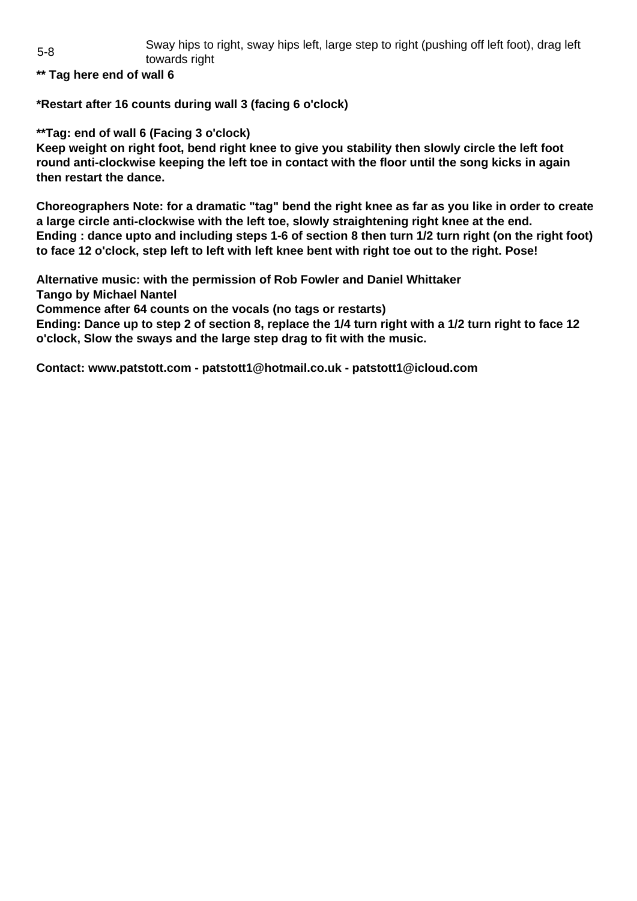| | |
|---|---|
| 5-8 | Sway hips to right, sway hips left, large step to right (pushing off left foot), drag left towards right |

**** Tag here end of wall 6**

***Restart after 16 counts during wall 3 (facing 6 o'clock)**

****Tag: end of wall 6 (Facing 3 o'clock)**
**Keep weight on right foot, bend right knee to give you stability then slowly circle the left foot round anti-clockwise keeping the left toe in contact with the floor until the song kicks in again then restart the dance.**

**Choreographers Note: for a dramatic "tag" bend the right knee as far as you like in order to create a large circle anti-clockwise with the left toe, slowly straightening right knee at the end.**
**Ending : dance upto and including steps 1-6 of section 8 then turn 1/2 turn right (on the right foot) to face 12 o'clock, step left to left with left knee bent with right toe out to the right. Pose!**

**Alternative music: with the permission of Rob Fowler and Daniel Whittaker**
**Tango by Michael Nantel**
**Commence after 64 counts on the vocals (no tags or restarts)**
**Ending: Dance up to step 2 of section 8, replace the 1/4 turn right with a 1/2 turn right to face 12 o'clock, Slow the sways and the large step drag to fit with the music.**

**Contact: www.patstott.com - patstott1@hotmail.co.uk - patstott1@icloud.com**